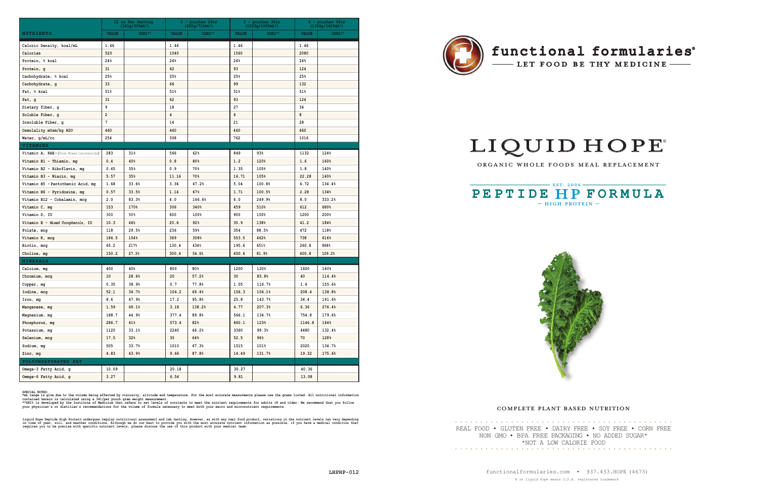| NUTRIENTS | 12 oz Per Serving (341g/355mL*) | | 2 - pouches 24oz (682g/710mL*) | | 3 - pouches 36oz (1023g/1065mL*) | | 4 - pouches 48oz (1364g/1420mL*) | |
|---|---|---|---|---|---|---|---|---|
| | VALUE | %DRI** | VALUE | %DRI** | VALUE | %DRI** | VALUE | %DRI** |
| Caloric Density, kcal/mL | 1.46 | | 1.46 | | 1.46 | | 1.46 | |
| Calories | 520 | | 1040 | | 1560 | | 2080 | |
| Protein, % kcal | 24% | | 24% | | 24% | | 24% | |
| Protein, g | 31 | | 62 | | 93 | | 124 | |
| Carbohydrate, % kcal | 25% | | 25% | | 25% | | 25% | |
| Carbohydrate, g | 33 | | 66 | | 99 | | 132 | |
| Fat, % kcal | 51% | | 51% | | 51% | | 51% | |
| Fat, g | 31 | | 62 | | 93 | | 124 | |
| Dietary fiber, g | 9 | | 18 | | 27 | | 36 | |
| Soluble Fiber, g | 2 | | 4 | | 6 | | 8 | |
| Insoluble Fiber, g | 7 | | 14 | | 21 | | 28 | |
| Osmolality mOsm/kg H2O | 460 | | 460 | | 460 | | 460 | |
| Water, g/mL/cc | 254 | | 508 | | 762 | | 1016 | |
| **VITAMINS** | | | | | | | | |
| Vitamin A, RAE-*(from Mixed Carotenoids)* | 283 | 31% | 566 | 62% | 849 | 93% | 1132 | 124% |
| Vitamin B1 - Thiamin, mg | 0.4 | 40% | 0.8 | 80% | 1.2 | 120% | 1.6 | 160% |
| Vitamin B2 - Riboflavin, mg | 0.45 | 35% | 0.9 | 70% | 1.35 | 105% | 1.8 | 140% |
| Vitamin B3 - Niacin, mg | 5.57 | 35% | 11.14 | 70% | 16.71 | 105% | 22.28 | 140% |
| Vitamin B5 - Pantothenic Acid, mg | 1.68 | 33.6% | 3.36 | 67.2% | 5.04 | 100.8% | 6.72 | 134.4% |
| Vitamin B6 - Pyridoxine, mg | 0.57 | 33.5% | 1.14 | 67% | 1.71 | 100.5% | 2.28 | 134% |
| Vitamin B12 - Cobalamin, mcg | 2.0 | 83.3% | 4.0 | 166.6% | 6.0 | 249.9% | 8.0 | 333.2% |
| Vitamin C, mg | 153 | 170% | 306 | 340% | 459 | 510% | 612 | 680% |
| Vitamin D, IU | 300 | 50% | 600 | 100% | 900 | 150% | 1200 | 200% |
| Vitamin E - *Mixed Tocopherols*, IU | 10.3 | 46% | 20.6 | 92% | 30.9 | 138% | 41.2 | 184% |
| Folate, mcg | 118 | 29.5% | 236 | 59% | 354 | 88.5% | 472 | 118% |
| Vitamin K, mcg | 184.5 | 154% | 369 | 308% | 553.5 | 462% | 738 | 616% |
| Biotin, mcg | 65.2 | 217% | 130.4 | 434% | 195.6 | 651% | 260.8 | 868% |
| Choline, mg | 150.2 | 27.3% | 300.4 | 54.6% | 450.6 | 81.9% | 600.8 | 109.2% |
| **MINERALS** | | | | | | | | |
| Calcium, mg | 400 | 40% | 800 | 80% | 1200 | 120% | 1600 | 160% |
| Chromium, mcg | 10 | 28.6% | 20 | 57.2% | 30 | 85.8% | 40 | 114.4% |
| Copper, mg | 0.35 | 38.9% | 0.7 | 77.8% | 1.05 | 116.7% | 1.4 | 155.6% |
| Iodine, mcg | 52.1 | 34.7% | 104.2 | 69.4% | 156.3 | 104.1% | 208.4 | 138.8% |
| Iron, mg | 8.6 | 47.9% | 17.2 | 95.8% | 25.8 | 143.7% | 34.4 | 191.6% |
| Manganese, mg | 1.59 | 69.1% | 3.18 | 138.2% | 4.77 | 207.3% | 6.36 | 276.4% |
| Magnesium, mg | 188.7 | 44.9% | 377.4 | 89.8% | 566.1 | 134.7% | 754.8 | 179.6% |
| Phosphorus, mg | 286.7 | 41% | 573.4 | 82% | 860.1 | 123% | 1146.8 | 164% |
| Potassium, mg | 1120 | 33.1% | 2240 | 66.2% | 3360 | 99.3% | 4480 | 132.4% |
| Selenium, mcg | 17.5 | 32% | 35 | 64% | 52.5 | 96% | 70 | 128% |
| Sodium, mg | 505 | 33.7% | 1010 | 67.3% | 1515 | 101% | 2020 | 134.7% |
| Zinc, mg | 4.83 | 43.9% | 9.66 | 87.8% | 14.49 | 131.7% | 19.32 | 175.6% |
| **POLYUNSATURATED FAT** | | | | | | | | |
| Omega-3 Fatty Acid, g | 10.09 | | 20.18 | | 30.27 | | 40.36 | |
| Omega-6 Fatty Acid, g | 3.27 | | 6.54 | | 9.81 | | 13.08 | |

SPECIAL NOTES:
*mL range is give due to the volume being effected by viscosity, altitude and temperature. For the most accurate measurments please use the grams listed. All nutritional information contained herein is calculated using a 341/per pouch gram weight measurement.
**DRI's is developed by the Institute of Medicine that refers to set levels of nutrients to meet the nutrient requirements for adults 18 and older. We recommend that you follow your physician's or dietitian's recommendations for the volume of formula necessary to meet both your macro and micronutrient requirements.

Liquid Hope Peptide High Protein undergoes regular nutritional assessment and lab testing. However, as with any real food product, variations in the nutrient levels can vary depending on time of year, soil, and weather conditions. Although we do our best to provide you with the most accurate nutrient information as possible, if you have a medical condition that requires you to be precise with specific nutrient levels, please discuss the use of this product with your medical team.

LHPHP-012

**functional formularies®**

LET FOOD BE THY MEDICINE

# LIQUID HOPE®

ORGANIC WHOLE FOODS MEAL REPLACEMENT

EST. 2006

## PEPTIDE HP FORMULA

— HIGH PROTEIN —

COMPLETE PLANT BASED NUTRITION

REAL FOOD • GLUTEN FREE • DAIRY FREE • SOY FREE • CORN FREE
NON GMO • BPA FREE PACKAGING • NO ADDED SUGAR*
*NOT A LOW CALORIE FOOD

functionalformularies.com • 937.433.HOPE (4673)

® on *Liquid Hope means U.S.A. registered trademark*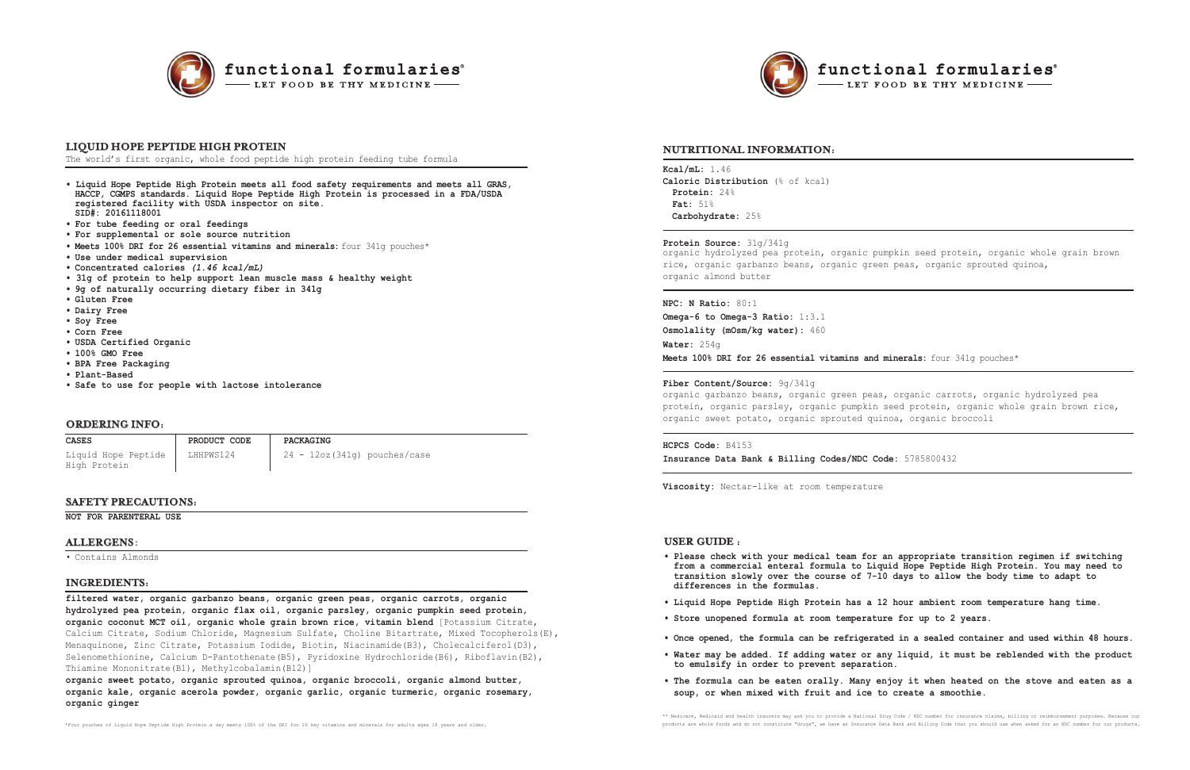functional formularies®

LET FOOD BE THY MEDICINE

## LIQUID HOPE PEPTIDE HIGH PROTEIN

The world's first organic, whole food peptide high protein feeding tube formula

- **Liquid Hope Peptide High Protein meets all food safety requirements and meets all GRAS, HACCP, CGMPS standards. Liquid Hope Peptide High Protein is processed in a FDA/USDA registered facility with USDA inspector on site. SID#: 20161118001**
- **For tube feeding or oral feedings**
- **For supplemental or sole source nutrition**
- **Meets 100% DRI for 26 essential vitamins and minerals:** four 341g pouches*
- **Use under medical supervision**
- **Concentrated calories *(1.46 kcal/mL)***
- **31g of protein to help support lean muscle mass & healthy weight**
- **9g of naturally occurring dietary fiber in 341g**
- **Gluten Free**
- **Dairy Free**
- **Soy Free**
- **Corn Free**
- **USDA Certified Organic**
- **100% GMO Free**
- **BPA Free Packaging**
- **Plant-Based**
- **Safe to use for people with lactose intolerance**

## ORDERING INFO:

| CASES | PRODUCT CODE | PACKAGING |
|---|---|---|
| Liquid Hope Peptide High Protein | LHHPWS124 | 24 - 12oz(341g) pouches/case |

## SAFETY PRECAUTIONS:

**NOT FOR PARENTERAL USE**

## ALLERGENS:

- Contains Almonds

## INGREDIENTS:

**filtered water, organic garbanzo beans, organic green peas, organic carrots, organic hydrolyzed pea protein, organic flax oil, organic parsley, organic pumpkin seed protein, organic coconut MCT oil, organic whole grain brown rice, vitamin blend** [Potassium Citrate, Calcium Citrate, Sodium Chloride, Magnesium Sulfate, Choline Bitartrate, Mixed Tocopherols(E), Menaquinone, Zinc Citrate, Potassium Iodide, Biotin, Niacinamide(B3), Cholecalciferol(D3), Selenomethionine, Calcium D-Pantothenate(B5), Pyridoxine Hydrochloride(B6), Riboflavin(B2), Thiamine Mononitrate(B1), Methylcobalamin(B12)]
**organic sweet potato, organic sprouted quinoa, organic broccoli, organic almond butter, organic kale, organic acerola powder, organic garlic, organic turmeric, organic rosemary, organic ginger**

*Four pouches of Liquid Hope Peptide High Protein a day meets 100% of the DRI for 26 key vitamins and minerals for adults ages 18 years and older.

functional formularies®

LET FOOD BE THY MEDICINE

## NUTRITIONAL INFORMATION:

**Kcal/mL:** 1.46
**Caloric Distribution** (% of kcal)
**Protein:** 24%
**Fat:** 51%
**Carbohydrate:** 25%

**Protein Source:** 31g/341g
organic hydrolyzed pea protein, organic pumpkin seed protein, organic whole grain brown rice, organic garbanzo beans, organic green peas, organic sprouted quinoa, organic almond butter

**NPC: N Ratio:** 80:1
**Omega-6 to Omega-3 Ratio:** 1:3.1
**Osmolality (mOsm/kg water):** 460
**Water:** 254g
**Meets 100% DRI for 26 essential vitamins and minerals:** four 341g pouches*

**Fiber Content/Source:** 9g/341g
organic garbanzo beans, organic green peas, organic carrots, organic hydrolyzed pea protein, organic parsley, organic pumpkin seed protein, organic whole grain brown rice, organic sweet potato, organic sprouted quinoa, organic broccoli

**HCPCS Code:** B4153
**Insurance Data Bank & Billing Codes/NDC Code:** 5785800432

**Viscosity:** Nectar-like at room temperature

## USER GUIDE:

- **Please check with your medical team for an appropriate transition regimen if switching from a commercial enteral formula to Liquid Hope Peptide High Protein. You may need to transition slowly over the course of 7-10 days to allow the body time to adapt to differences in the formulas.**
- **Liquid Hope Peptide High Protein has a 12 hour ambient room temperature hang time.**
- **Store unopened formula at room temperature for up to 2 years.**
- **Once opened, the formula can be refrigerated in a sealed container and used within 48 hours.**
- **Water may be added. If adding water or any liquid, it must be reblended with the product to emulsify in order to prevent separation.**
- **The formula can be eaten orally. Many enjoy it when heated on the stove and eaten as a soup, or when mixed with fruit and ice to create a smoothie.**

** Medicare, Medicaid and health insurers may ask you to provide a National Drug Code / NDC number for insurance claims, billing or reimbursement purposes. Because our products are whole foods and do not constitute "drugs", we have an Insurance Data Bank and Billing Code that you should use when asked for an NDC number for our products.